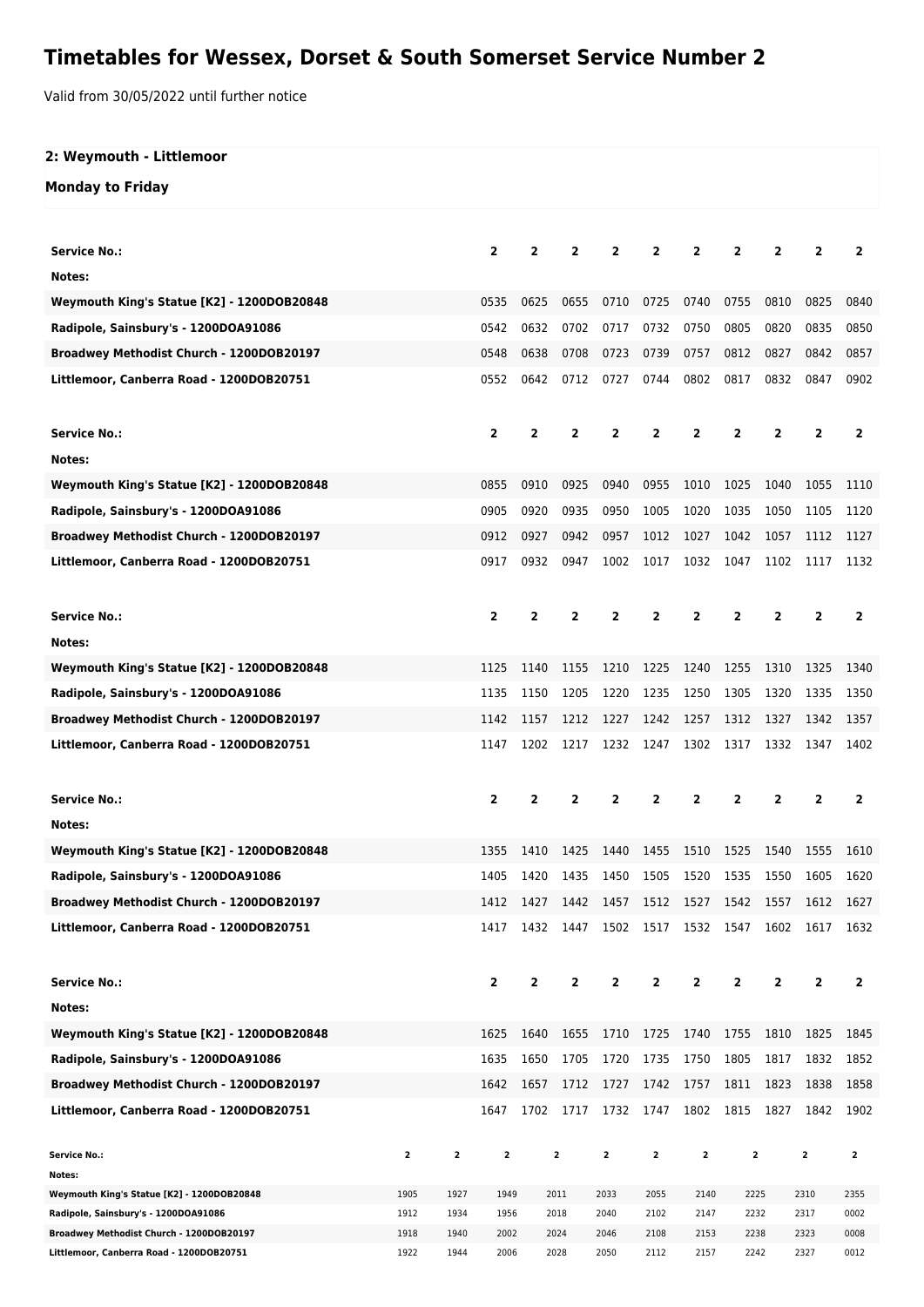# Timetables for Wessex, Dorset & South Somerset Service Number 2

Valid from 30/05/2022 until further notice

## 2: Weymouth - Littlemoor

### Monday to Friday

| Service No.: | 2 | 2 | 2 | 2 | 2 | 2 | 2 | 2 | 2 | 2 |
|---|---|---|---|---|---|---|---|---|---|---|
| Notes: | | | | | | | | | | |
| Weymouth King's Statue [K2] - 1200DOB20848 | 0535 | 0625 | 0655 | 0710 | 0725 | 0740 | 0755 | 0810 | 0825 | 0840 |
| Radipole, Sainsbury's - 1200DOA91086 | 0542 | 0632 | 0702 | 0717 | 0732 | 0750 | 0805 | 0820 | 0835 | 0850 |
| Broadwey Methodist Church - 1200DOB20197 | 0548 | 0638 | 0708 | 0723 | 0739 | 0757 | 0812 | 0827 | 0842 | 0857 |
| Littlemoor, Canberra Road - 1200DOB20751 | 0552 | 0642 | 0712 | 0727 | 0744 | 0802 | 0817 | 0832 | 0847 | 0902 |

| Service No.: | 2 | 2 | 2 | 2 | 2 | 2 | 2 | 2 | 2 | 2 |
|---|---|---|---|---|---|---|---|---|---|---|
| Notes: | | | | | | | | | | |
| Weymouth King's Statue [K2] - 1200DOB20848 | 0855 | 0910 | 0925 | 0940 | 0955 | 1010 | 1025 | 1040 | 1055 | 1110 |
| Radipole, Sainsbury's - 1200DOA91086 | 0905 | 0920 | 0935 | 0950 | 1005 | 1020 | 1035 | 1050 | 1105 | 1120 |
| Broadwey Methodist Church - 1200DOB20197 | 0912 | 0927 | 0942 | 0957 | 1012 | 1027 | 1042 | 1057 | 1112 | 1127 |
| Littlemoor, Canberra Road - 1200DOB20751 | 0917 | 0932 | 0947 | 1002 | 1017 | 1032 | 1047 | 1102 | 1117 | 1132 |

| Service No.: | 2 | 2 | 2 | 2 | 2 | 2 | 2 | 2 | 2 | 2 |
|---|---|---|---|---|---|---|---|---|---|---|
| Notes: | | | | | | | | | | |
| Weymouth King's Statue [K2] - 1200DOB20848 | 1125 | 1140 | 1155 | 1210 | 1225 | 1240 | 1255 | 1310 | 1325 | 1340 |
| Radipole, Sainsbury's - 1200DOA91086 | 1135 | 1150 | 1205 | 1220 | 1235 | 1250 | 1305 | 1320 | 1335 | 1350 |
| Broadwey Methodist Church - 1200DOB20197 | 1142 | 1157 | 1212 | 1227 | 1242 | 1257 | 1312 | 1327 | 1342 | 1357 |
| Littlemoor, Canberra Road - 1200DOB20751 | 1147 | 1202 | 1217 | 1232 | 1247 | 1302 | 1317 | 1332 | 1347 | 1402 |

| Service No.: | 2 | 2 | 2 | 2 | 2 | 2 | 2 | 2 | 2 | 2 |
|---|---|---|---|---|---|---|---|---|---|---|
| Notes: | | | | | | | | | | |
| Weymouth King's Statue [K2] - 1200DOB20848 | 1355 | 1410 | 1425 | 1440 | 1455 | 1510 | 1525 | 1540 | 1555 | 1610 |
| Radipole, Sainsbury's - 1200DOA91086 | 1405 | 1420 | 1435 | 1450 | 1505 | 1520 | 1535 | 1550 | 1605 | 1620 |
| Broadwey Methodist Church - 1200DOB20197 | 1412 | 1427 | 1442 | 1457 | 1512 | 1527 | 1542 | 1557 | 1612 | 1627 |
| Littlemoor, Canberra Road - 1200DOB20751 | 1417 | 1432 | 1447 | 1502 | 1517 | 1532 | 1547 | 1602 | 1617 | 1632 |

| Service No.: | 2 | 2 | 2 | 2 | 2 | 2 | 2 | 2 | 2 | 2 |
|---|---|---|---|---|---|---|---|---|---|---|
| Notes: | | | | | | | | | | |
| Weymouth King's Statue [K2] - 1200DOB20848 | 1625 | 1640 | 1655 | 1710 | 1725 | 1740 | 1755 | 1810 | 1825 | 1845 |
| Radipole, Sainsbury's - 1200DOA91086 | 1635 | 1650 | 1705 | 1720 | 1735 | 1750 | 1805 | 1817 | 1832 | 1852 |
| Broadwey Methodist Church - 1200DOB20197 | 1642 | 1657 | 1712 | 1727 | 1742 | 1757 | 1811 | 1823 | 1838 | 1858 |
| Littlemoor, Canberra Road - 1200DOB20751 | 1647 | 1702 | 1717 | 1732 | 1747 | 1802 | 1815 | 1827 | 1842 | 1902 |

| Service No.: | 2 | 2 | 2 | 2 | 2 | 2 | 2 | 2 | 2 | 2 |
|---|---|---|---|---|---|---|---|---|---|---|
| Notes: | | | | | | | | | | |
| Weymouth King's Statue [K2] - 1200DOB20848 | 1905 | 1927 | 1949 | 2011 | 2033 | 2055 | 2140 | 2225 | 2310 | 2355 |
| Radipole, Sainsbury's - 1200DOA91086 | 1912 | 1934 | 1956 | 2018 | 2040 | 2102 | 2147 | 2232 | 2317 | 0002 |
| Broadwey Methodist Church - 1200DOB20197 | 1918 | 1940 | 2002 | 2024 | 2046 | 2108 | 2153 | 2238 | 2323 | 0008 |
| Littlemoor, Canberra Road - 1200DOB20751 | 1922 | 1944 | 2006 | 2028 | 2050 | 2112 | 2157 | 2242 | 2327 | 0012 |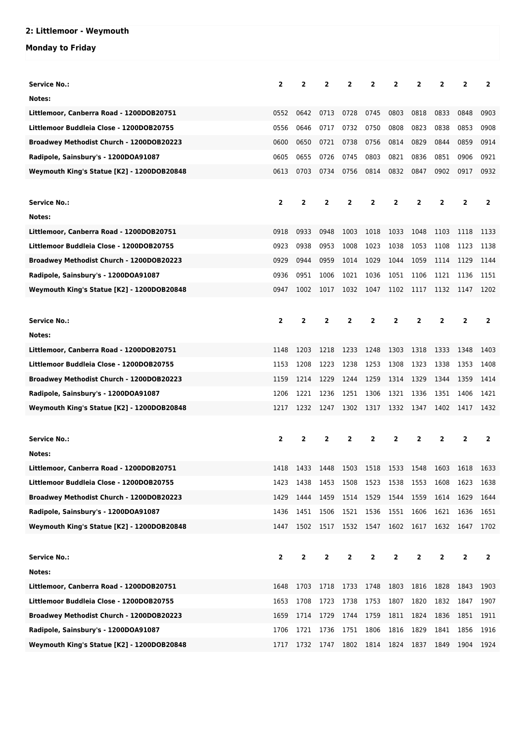## 2: Littlemoor - Weymouth

### Monday to Friday

| Service No.: | 2 | 2 | 2 | 2 | 2 | 2 | 2 | 2 | 2 | 2 |
|---|---|---|---|---|---|---|---|---|---|---|
| Notes: | | | | | | | | | | |
| Littlemoor, Canberra Road - 1200DOB20751 | 0552 | 0642 | 0713 | 0728 | 0745 | 0803 | 0818 | 0833 | 0848 | 0903 |
| Littlemoor Buddleia Close - 1200DOB20755 | 0556 | 0646 | 0717 | 0732 | 0750 | 0808 | 0823 | 0838 | 0853 | 0908 |
| Broadwey Methodist Church - 1200DOB20223 | 0600 | 0650 | 0721 | 0738 | 0756 | 0814 | 0829 | 0844 | 0859 | 0914 |
| Radipole, Sainsbury's - 1200DOA91087 | 0605 | 0655 | 0726 | 0745 | 0803 | 0821 | 0836 | 0851 | 0906 | 0921 |
| Weymouth King's Statue [K2] - 1200DOB20848 | 0613 | 0703 | 0734 | 0756 | 0814 | 0832 | 0847 | 0902 | 0917 | 0932 |

| Service No.: | 2 | 2 | 2 | 2 | 2 | 2 | 2 | 2 | 2 | 2 |
|---|---|---|---|---|---|---|---|---|---|---|
| Notes: | | | | | | | | | | |
| Littlemoor, Canberra Road - 1200DOB20751 | 0918 | 0933 | 0948 | 1003 | 1018 | 1033 | 1048 | 1103 | 1118 | 1133 |
| Littlemoor Buddleia Close - 1200DOB20755 | 0923 | 0938 | 0953 | 1008 | 1023 | 1038 | 1053 | 1108 | 1123 | 1138 |
| Broadwey Methodist Church - 1200DOB20223 | 0929 | 0944 | 0959 | 1014 | 1029 | 1044 | 1059 | 1114 | 1129 | 1144 |
| Radipole, Sainsbury's - 1200DOA91087 | 0936 | 0951 | 1006 | 1021 | 1036 | 1051 | 1106 | 1121 | 1136 | 1151 |
| Weymouth King's Statue [K2] - 1200DOB20848 | 0947 | 1002 | 1017 | 1032 | 1047 | 1102 | 1117 | 1132 | 1147 | 1202 |

| Service No.: | 2 | 2 | 2 | 2 | 2 | 2 | 2 | 2 | 2 | 2 |
|---|---|---|---|---|---|---|---|---|---|---|
| Notes: | | | | | | | | | | |
| Littlemoor, Canberra Road - 1200DOB20751 | 1148 | 1203 | 1218 | 1233 | 1248 | 1303 | 1318 | 1333 | 1348 | 1403 |
| Littlemoor Buddleia Close - 1200DOB20755 | 1153 | 1208 | 1223 | 1238 | 1253 | 1308 | 1323 | 1338 | 1353 | 1408 |
| Broadwey Methodist Church - 1200DOB20223 | 1159 | 1214 | 1229 | 1244 | 1259 | 1314 | 1329 | 1344 | 1359 | 1414 |
| Radipole, Sainsbury's - 1200DOA91087 | 1206 | 1221 | 1236 | 1251 | 1306 | 1321 | 1336 | 1351 | 1406 | 1421 |
| Weymouth King's Statue [K2] - 1200DOB20848 | 1217 | 1232 | 1247 | 1302 | 1317 | 1332 | 1347 | 1402 | 1417 | 1432 |

| Service No.: | 2 | 2 | 2 | 2 | 2 | 2 | 2 | 2 | 2 | 2 |
|---|---|---|---|---|---|---|---|---|---|---|
| Notes: | | | | | | | | | | |
| Littlemoor, Canberra Road - 1200DOB20751 | 1418 | 1433 | 1448 | 1503 | 1518 | 1533 | 1548 | 1603 | 1618 | 1633 |
| Littlemoor Buddleia Close - 1200DOB20755 | 1423 | 1438 | 1453 | 1508 | 1523 | 1538 | 1553 | 1608 | 1623 | 1638 |
| Broadwey Methodist Church - 1200DOB20223 | 1429 | 1444 | 1459 | 1514 | 1529 | 1544 | 1559 | 1614 | 1629 | 1644 |
| Radipole, Sainsbury's - 1200DOA91087 | 1436 | 1451 | 1506 | 1521 | 1536 | 1551 | 1606 | 1621 | 1636 | 1651 |
| Weymouth King's Statue [K2] - 1200DOB20848 | 1447 | 1502 | 1517 | 1532 | 1547 | 1602 | 1617 | 1632 | 1647 | 1702 |

| Service No.: | 2 | 2 | 2 | 2 | 2 | 2 | 2 | 2 | 2 | 2 |
|---|---|---|---|---|---|---|---|---|---|---|
| Notes: | | | | | | | | | | |
| Littlemoor, Canberra Road - 1200DOB20751 | 1648 | 1703 | 1718 | 1733 | 1748 | 1803 | 1816 | 1828 | 1843 | 1903 |
| Littlemoor Buddleia Close - 1200DOB20755 | 1653 | 1708 | 1723 | 1738 | 1753 | 1807 | 1820 | 1832 | 1847 | 1907 |
| Broadwey Methodist Church - 1200DOB20223 | 1659 | 1714 | 1729 | 1744 | 1759 | 1811 | 1824 | 1836 | 1851 | 1911 |
| Radipole, Sainsbury's - 1200DOA91087 | 1706 | 1721 | 1736 | 1751 | 1806 | 1816 | 1829 | 1841 | 1856 | 1916 |
| Weymouth King's Statue [K2] - 1200DOB20848 | 1717 | 1732 | 1747 | 1802 | 1814 | 1824 | 1837 | 1849 | 1904 | 1924 |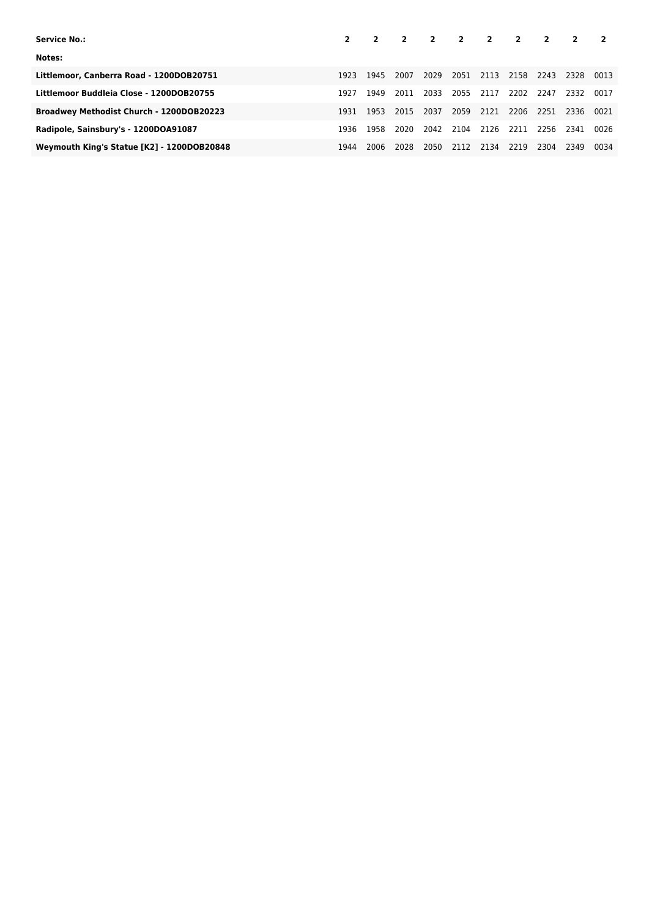| Service No.: | 2 | 2 | 2 | 2 | 2 | 2 | 2 | 2 | 2 | 2 |
|---|---|---|---|---|---|---|---|---|---|---|
| Notes: | | | | | | | | | | |
| Littlemoor, Canberra Road - 1200DOB20751 | 1923 | 1945 | 2007 | 2029 | 2051 | 2113 | 2158 | 2243 | 2328 | 0013 |
| Littlemoor Buddleia Close - 1200DOB20755 | 1927 | 1949 | 2011 | 2033 | 2055 | 2117 | 2202 | 2247 | 2332 | 0017 |
| Broadwey Methodist Church - 1200DOB20223 | 1931 | 1953 | 2015 | 2037 | 2059 | 2121 | 2206 | 2251 | 2336 | 0021 |
| Radipole, Sainsbury's - 1200DOA91087 | 1936 | 1958 | 2020 | 2042 | 2104 | 2126 | 2211 | 2256 | 2341 | 0026 |
| Weymouth King's Statue [K2] - 1200DOB20848 | 1944 | 2006 | 2028 | 2050 | 2112 | 2134 | 2219 | 2304 | 2349 | 0034 |